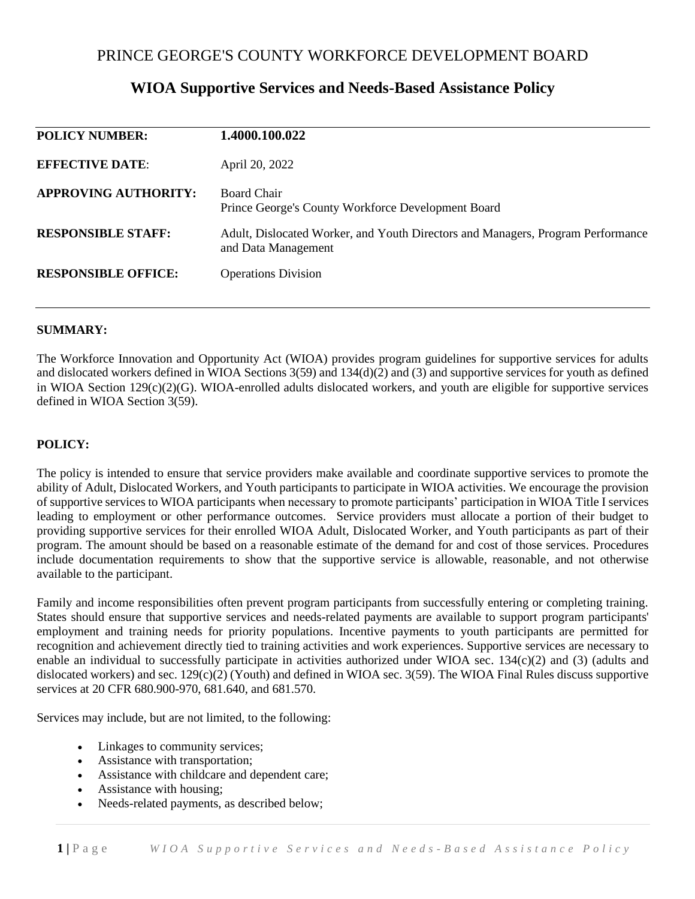# PRINCE GEORGE'S COUNTY WORKFORCE DEVELOPMENT BOARD

## WIOA Supportive Services and Needs-Based Assistance Policy

| | |
|---|---|
| **POLICY NUMBER:** | **1.4000.100.022** |
| **EFFECTIVE DATE**: | April 20, 2022 |
| **APPROVING AUTHORITY:** | Board Chair<br>Prince George's County Workforce Development Board |
| **RESPONSIBLE STAFF:** | Adult, Dislocated Worker, and Youth Directors and Managers, Program Performance and Data Management |
| **RESPONSIBLE OFFICE:** | Operations Division |

**SUMMARY:**

The Workforce Innovation and Opportunity Act (WIOA) provides program guidelines for supportive services for adults and dislocated workers defined in WIOA Sections 3(59) and 134(d)(2) and (3) and supportive services for youth as defined in WIOA Section 129(c)(2)(G). WIOA-enrolled adults dislocated workers, and youth are eligible for supportive services defined in WIOA Section 3(59).

**POLICY:**

The policy is intended to ensure that service providers make available and coordinate supportive services to promote the ability of Adult, Dislocated Workers, and Youth participants to participate in WIOA activities. We encourage the provision of supportive services to WIOA participants when necessary to promote participants' participation in WIOA Title I services leading to employment or other performance outcomes. Service providers must allocate a portion of their budget to providing supportive services for their enrolled WIOA Adult, Dislocated Worker, and Youth participants as part of their program. The amount should be based on a reasonable estimate of the demand for and cost of those services. Procedures include documentation requirements to show that the supportive service is allowable, reasonable, and not otherwise available to the participant.

Family and income responsibilities often prevent program participants from successfully entering or completing training. States should ensure that supportive services and needs-related payments are available to support program participants' employment and training needs for priority populations. Incentive payments to youth participants are permitted for recognition and achievement directly tied to training activities and work experiences. Supportive services are necessary to enable an individual to successfully participate in activities authorized under WIOA sec. 134(c)(2) and (3) (adults and dislocated workers) and sec. 129(c)(2) (Youth) and defined in WIOA sec. 3(59). The WIOA Final Rules discuss supportive services at 20 CFR 680.900-970, 681.640, and 681.570.

Services may include, but are not limited, to the following:

- Linkages to community services;
- Assistance with transportation;
- Assistance with childcare and dependent care;
- Assistance with housing;
- Needs-related payments, as described below;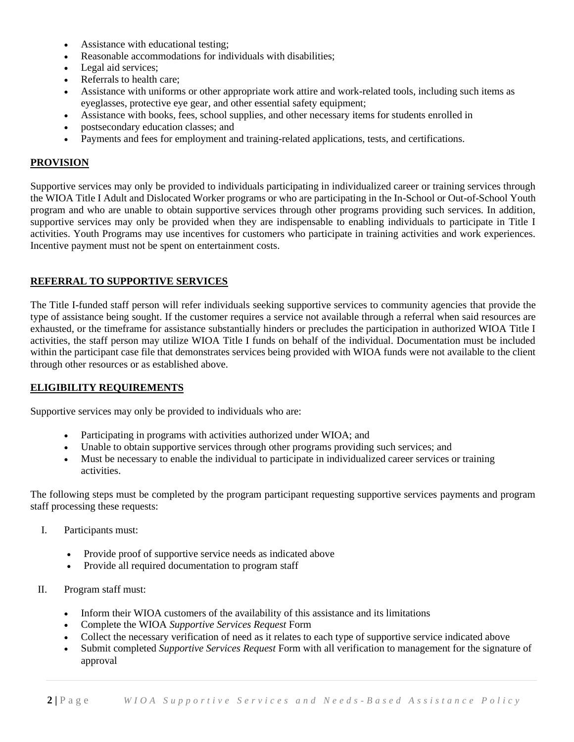- Assistance with educational testing;
- Reasonable accommodations for individuals with disabilities;
- Legal aid services;
- Referrals to health care;
- Assistance with uniforms or other appropriate work attire and work-related tools, including such items as eyeglasses, protective eye gear, and other essential safety equipment;
- Assistance with books, fees, school supplies, and other necessary items for students enrolled in
- postsecondary education classes; and
- Payments and fees for employment and training-related applications, tests, and certifications.

## PROVISION

Supportive services may only be provided to individuals participating in individualized career or training services through the WIOA Title I Adult and Dislocated Worker programs or who are participating in the In-School or Out-of-School Youth program and who are unable to obtain supportive services through other programs providing such services. In addition, supportive services may only be provided when they are indispensable to enabling individuals to participate in Title I activities. Youth Programs may use incentives for customers who participate in training activities and work experiences. Incentive payment must not be spent on entertainment costs.

## REFERRAL TO SUPPORTIVE SERVICES

The Title I-funded staff person will refer individuals seeking supportive services to community agencies that provide the type of assistance being sought. If the customer requires a service not available through a referral when said resources are exhausted, or the timeframe for assistance substantially hinders or precludes the participation in authorized WIOA Title I activities, the staff person may utilize WIOA Title I funds on behalf of the individual. Documentation must be included within the participant case file that demonstrates services being provided with WIOA funds were not available to the client through other resources or as established above.

## ELIGIBILITY REQUIREMENTS

Supportive services may only be provided to individuals who are:

- Participating in programs with activities authorized under WIOA; and
- Unable to obtain supportive services through other programs providing such services; and
- Must be necessary to enable the individual to participate in individualized career services or training activities.

The following steps must be completed by the program participant requesting supportive services payments and program staff processing these requests:

I. Participants must:

- Provide proof of supportive service needs as indicated above
- Provide all required documentation to program staff

II. Program staff must:

- Inform their WIOA customers of the availability of this assistance and its limitations
- Complete the WIOA *Supportive Services Request* Form
- Collect the necessary verification of need as it relates to each type of supportive service indicated above
- Submit completed *Supportive Services Request* Form with all verification to management for the signature of approval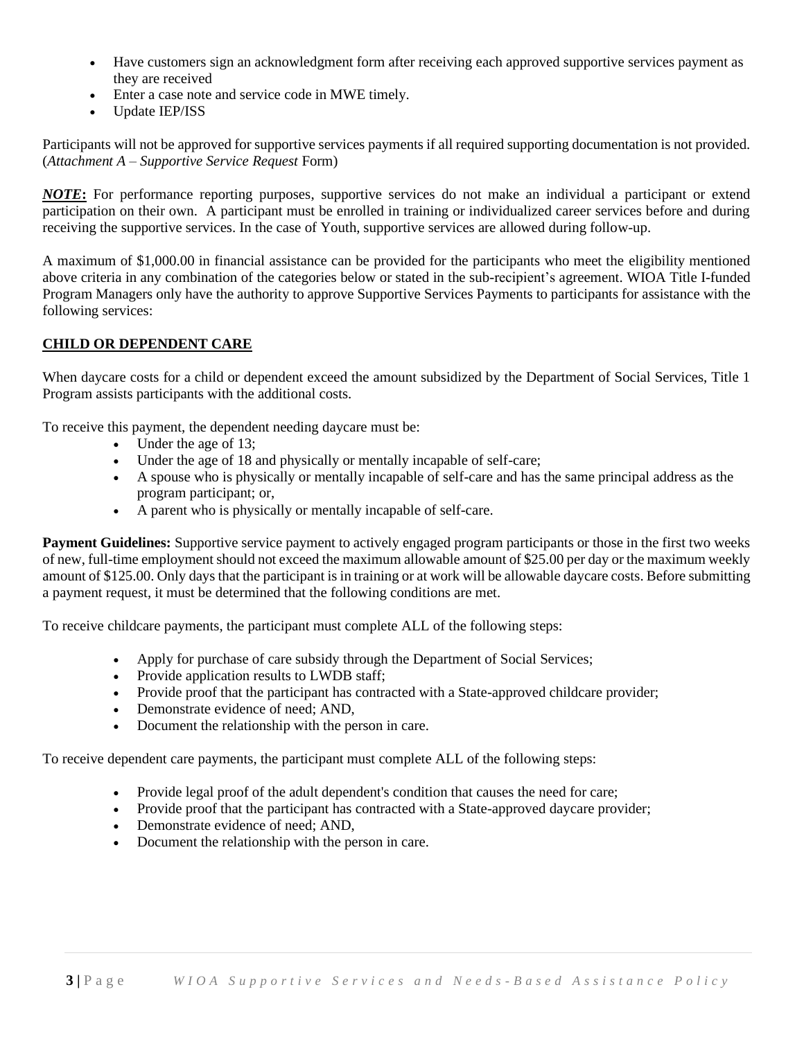- Have customers sign an acknowledgment form after receiving each approved supportive services payment as they are received
- Enter a case note and service code in MWE timely.
- Update IEP/ISS

Participants will not be approved for supportive services payments if all required supporting documentation is not provided. (*Attachment A – Supportive Service Request* Form)

***NOTE*:** For performance reporting purposes, supportive services do not make an individual a participant or extend participation on their own. A participant must be enrolled in training or individualized career services before and during receiving the supportive services. In the case of Youth, supportive services are allowed during follow-up.

A maximum of $1,000.00 in financial assistance can be provided for the participants who meet the eligibility mentioned above criteria in any combination of the categories below or stated in the sub-recipient's agreement. WIOA Title I-funded Program Managers only have the authority to approve Supportive Services Payments to participants for assistance with the following services:

**CHILD OR DEPENDENT CARE**

When daycare costs for a child or dependent exceed the amount subsidized by the Department of Social Services, Title 1 Program assists participants with the additional costs.

To receive this payment, the dependent needing daycare must be:

- Under the age of 13;
- Under the age of 18 and physically or mentally incapable of self-care;
- A spouse who is physically or mentally incapable of self-care and has the same principal address as the program participant; or,
- A parent who is physically or mentally incapable of self-care.

**Payment Guidelines:** Supportive service payment to actively engaged program participants or those in the first two weeks of new, full-time employment should not exceed the maximum allowable amount of $25.00 per day or the maximum weekly amount of $125.00. Only days that the participant is in training or at work will be allowable daycare costs. Before submitting a payment request, it must be determined that the following conditions are met.

To receive childcare payments, the participant must complete ALL of the following steps:

- Apply for purchase of care subsidy through the Department of Social Services;
- Provide application results to LWDB staff;
- Provide proof that the participant has contracted with a State-approved childcare provider;
- Demonstrate evidence of need; AND,
- Document the relationship with the person in care.

To receive dependent care payments, the participant must complete ALL of the following steps:

- Provide legal proof of the adult dependent's condition that causes the need for care;
- Provide proof that the participant has contracted with a State-approved daycare provider;
- Demonstrate evidence of need; AND,
- Document the relationship with the person in care.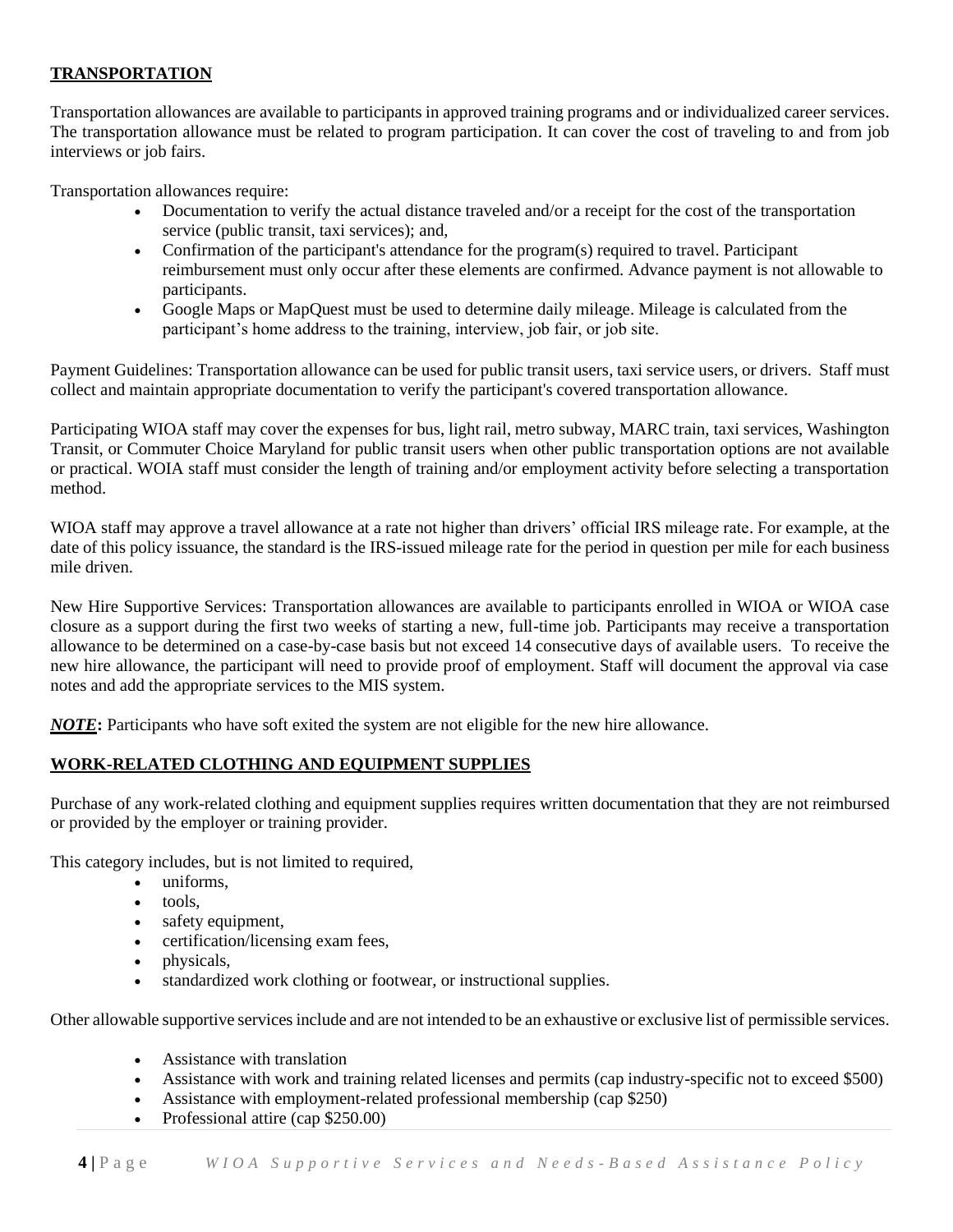**TRANSPORTATION**

Transportation allowances are available to participants in approved training programs and or individualized career services. The transportation allowance must be related to program participation. It can cover the cost of traveling to and from job interviews or job fairs.

Transportation allowances require:

- Documentation to verify the actual distance traveled and/or a receipt for the cost of the transportation service (public transit, taxi services); and,
- Confirmation of the participant's attendance for the program(s) required to travel. Participant reimbursement must only occur after these elements are confirmed. Advance payment is not allowable to participants.
- Google Maps or MapQuest must be used to determine daily mileage. Mileage is calculated from the participant's home address to the training, interview, job fair, or job site.

Payment Guidelines: Transportation allowance can be used for public transit users, taxi service users, or drivers. Staff must collect and maintain appropriate documentation to verify the participant's covered transportation allowance.

Participating WIOA staff may cover the expenses for bus, light rail, metro subway, MARC train, taxi services, Washington Transit, or Commuter Choice Maryland for public transit users when other public transportation options are not available or practical. WOIA staff must consider the length of training and/or employment activity before selecting a transportation method.

WIOA staff may approve a travel allowance at a rate not higher than drivers' official IRS mileage rate. For example, at the date of this policy issuance, the standard is the IRS-issued mileage rate for the period in question per mile for each business mile driven.

New Hire Supportive Services: Transportation allowances are available to participants enrolled in WIOA or WIOA case closure as a support during the first two weeks of starting a new, full-time job. Participants may receive a transportation allowance to be determined on a case-by-case basis but not exceed 14 consecutive days of available users. To receive the new hire allowance, the participant will need to provide proof of employment. Staff will document the approval via case notes and add the appropriate services to the MIS system.

***NOTE*:** Participants who have soft exited the system are not eligible for the new hire allowance.

**WORK-RELATED CLOTHING AND EQUIPMENT SUPPLIES**

Purchase of any work-related clothing and equipment supplies requires written documentation that they are not reimbursed or provided by the employer or training provider.

This category includes, but is not limited to required,

- uniforms,
- tools,
- safety equipment,
- certification/licensing exam fees,
- physicals,
- standardized work clothing or footwear, or instructional supplies.

Other allowable supportive services include and are not intended to be an exhaustive or exclusive list of permissible services.

- Assistance with translation
- Assistance with work and training related licenses and permits (cap industry-specific not to exceed $500)
- Assistance with employment-related professional membership (cap $250)
- Professional attire (cap $250.00)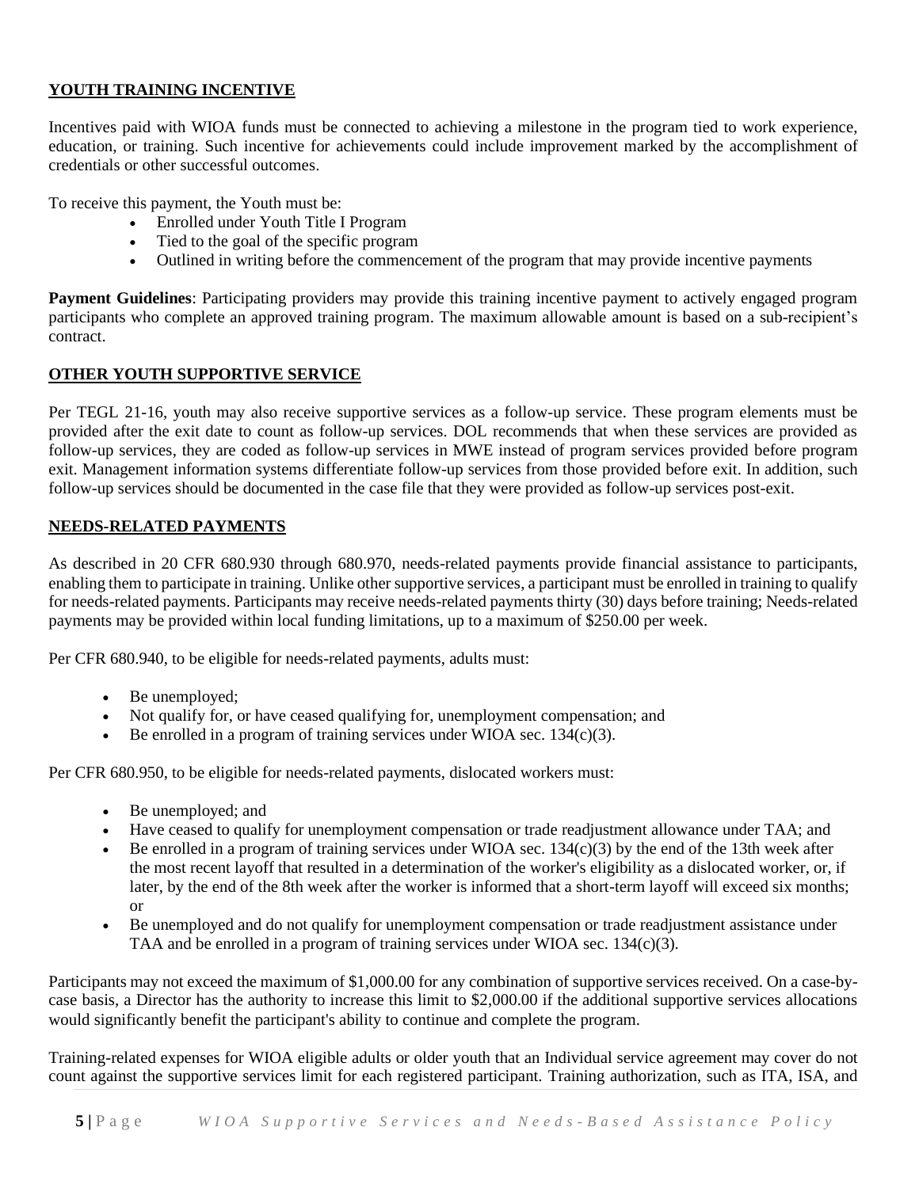## YOUTH TRAINING INCENTIVE

Incentives paid with WIOA funds must be connected to achieving a milestone in the program tied to work experience, education, or training. Such incentive for achievements could include improvement marked by the accomplishment of credentials or other successful outcomes.

To receive this payment, the Youth must be:

- Enrolled under Youth Title I Program
- Tied to the goal of the specific program
- Outlined in writing before the commencement of the program that may provide incentive payments

**Payment Guidelines**: Participating providers may provide this training incentive payment to actively engaged program participants who complete an approved training program. The maximum allowable amount is based on a sub-recipient's contract.

## OTHER YOUTH SUPPORTIVE SERVICE

Per TEGL 21-16, youth may also receive supportive services as a follow-up service. These program elements must be provided after the exit date to count as follow-up services. DOL recommends that when these services are provided as follow-up services, they are coded as follow-up services in MWE instead of program services provided before program exit. Management information systems differentiate follow-up services from those provided before exit. In addition, such follow-up services should be documented in the case file that they were provided as follow-up services post-exit.

## NEEDS-RELATED PAYMENTS

As described in 20 CFR 680.930 through 680.970, needs-related payments provide financial assistance to participants, enabling them to participate in training. Unlike other supportive services, a participant must be enrolled in training to qualify for needs-related payments. Participants may receive needs-related payments thirty (30) days before training; Needs-related payments may be provided within local funding limitations, up to a maximum of $250.00 per week.

Per CFR 680.940, to be eligible for needs-related payments, adults must:

- Be unemployed;
- Not qualify for, or have ceased qualifying for, unemployment compensation; and
- Be enrolled in a program of training services under WIOA sec. 134(c)(3).

Per CFR 680.950, to be eligible for needs-related payments, dislocated workers must:

- Be unemployed; and
- Have ceased to qualify for unemployment compensation or trade readjustment allowance under TAA; and
- Be enrolled in a program of training services under WIOA sec. 134(c)(3) by the end of the 13th week after the most recent layoff that resulted in a determination of the worker's eligibility as a dislocated worker, or, if later, by the end of the 8th week after the worker is informed that a short-term layoff will exceed six months; or
- Be unemployed and do not qualify for unemployment compensation or trade readjustment assistance under TAA and be enrolled in a program of training services under WIOA sec. 134(c)(3).

Participants may not exceed the maximum of $1,000.00 for any combination of supportive services received. On a case-by-case basis, a Director has the authority to increase this limit to $2,000.00 if the additional supportive services allocations would significantly benefit the participant's ability to continue and complete the program.

Training-related expenses for WIOA eligible adults or older youth that an Individual service agreement may cover do not count against the supportive services limit for each registered participant. Training authorization, such as ITA, ISA, and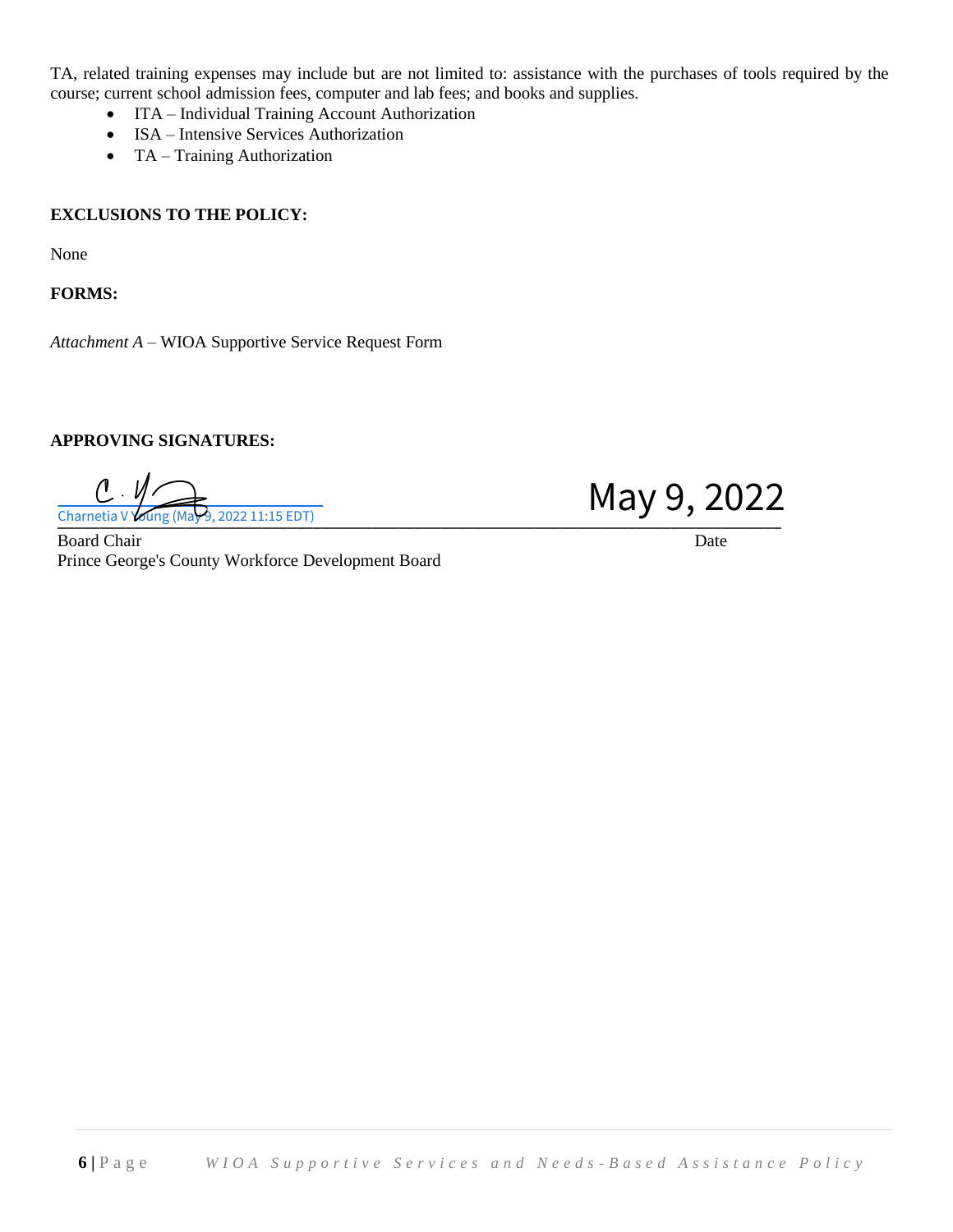TA, related training expenses may include but are not limited to: assistance with the purchases of tools required by the course; current school admission fees, computer and lab fees; and books and supplies.

- ITA – Individual Training Account Authorization
- ISA – Intensive Services Authorization
- TA – Training Authorization

**EXCLUSIONS TO THE POLICY:**

None

**FORMS:**

*Attachment A* – WIOA Supportive Service Request Form

**APPROVING SIGNATURES:**

Charnetia V Young (May 9, 2022 11:15 EDT)

Board Chair
Prince George's County Workforce Development Board

May 9, 2022
Date